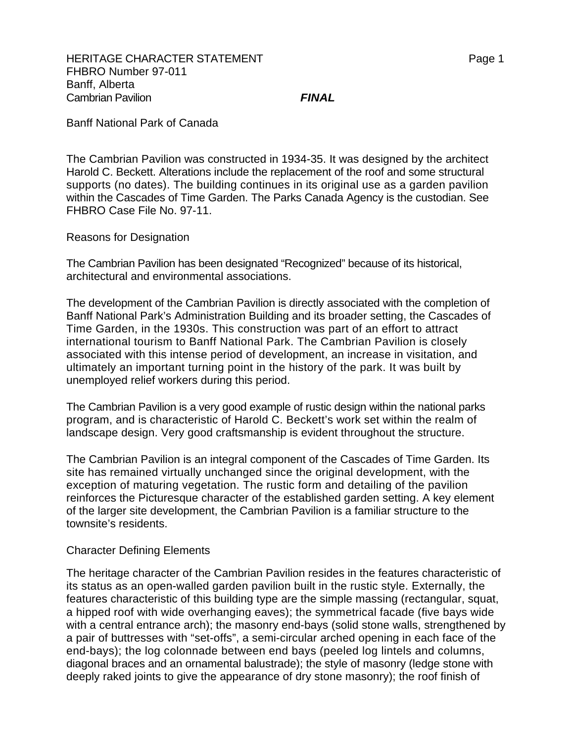HERITAGE CHARACTER STATEMENT
FHBRO Number 97-011
Banff, Alberta
Cambrian Pavilion ***FINAL***

Banff National Park of Canada

The Cambrian Pavilion was constructed in 1934-35. It was designed by the architect Harold C. Beckett. Alterations include the replacement of the roof and some structural supports (no dates). The building continues in its original use as a garden pavilion within the Cascades of Time Garden. The Parks Canada Agency is the custodian. See FHBRO Case File No. 97-11.

## Reasons for Designation

The Cambrian Pavilion has been designated "Recognized" because of its historical, architectural and environmental associations.

The development of the Cambrian Pavilion is directly associated with the completion of Banff National Park's Administration Building and its broader setting, the Cascades of Time Garden, in the 1930s. This construction was part of an effort to attract international tourism to Banff National Park. The Cambrian Pavilion is closely associated with this intense period of development, an increase in visitation, and ultimately an important turning point in the history of the park. It was built by unemployed relief workers during this period.

The Cambrian Pavilion is a very good example of rustic design within the national parks program, and is characteristic of Harold C. Beckett's work set within the realm of landscape design. Very good craftsmanship is evident throughout the structure.

The Cambrian Pavilion is an integral component of the Cascades of Time Garden. Its site has remained virtually unchanged since the original development, with the exception of maturing vegetation. The rustic form and detailing of the pavilion reinforces the Picturesque character of the established garden setting. A key element of the larger site development, the Cambrian Pavilion is a familiar structure to the townsite's residents.

## Character Defining Elements

The heritage character of the Cambrian Pavilion resides in the features characteristic of its status as an open-walled garden pavilion built in the rustic style. Externally, the features characteristic of this building type are the simple massing (rectangular, squat, a hipped roof with wide overhanging eaves); the symmetrical facade (five bays wide with a central entrance arch); the masonry end-bays (solid stone walls, strengthened by a pair of buttresses with "set-offs", a semi-circular arched opening in each face of the end-bays); the log colonnade between end bays (peeled log lintels and columns, diagonal braces and an ornamental balustrade); the style of masonry (ledge stone with deeply raked joints to give the appearance of dry stone masonry); the roof finish of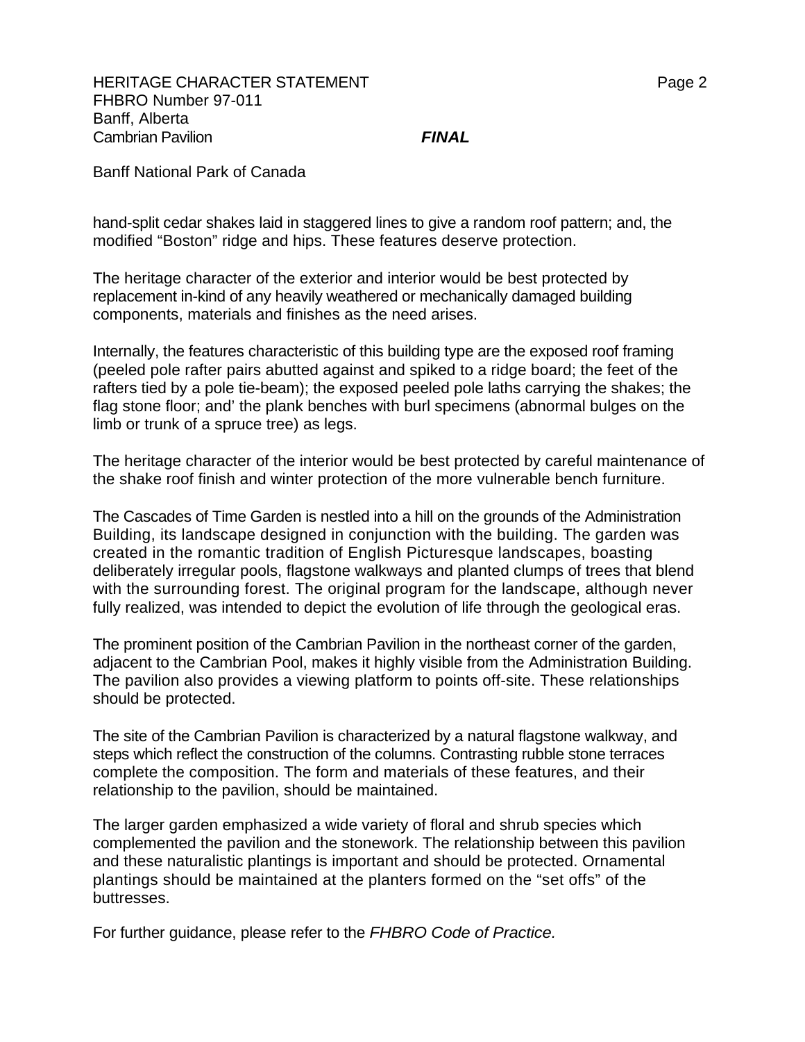hand-split cedar shakes laid in staggered lines to give a random roof pattern; and, the modified “Boston” ridge and hips. These features deserve protection.

The heritage character of the exterior and interior would be best protected by replacement in-kind of any heavily weathered or mechanically damaged building components, materials and finishes as the need arises.

Internally, the features characteristic of this building type are the exposed roof framing (peeled pole rafter pairs abutted against and spiked to a ridge board; the feet of the rafters tied by a pole tie-beam); the exposed peeled pole laths carrying the shakes; the flag stone floor; and’ the plank benches with burl specimens (abnormal bulges on the limb or trunk of a spruce tree) as legs.

The heritage character of the interior would be best protected by careful maintenance of the shake roof finish and winter protection of the more vulnerable bench furniture.

The Cascades of Time Garden is nestled into a hill on the grounds of the Administration Building, its landscape designed in conjunction with the building. The garden was created in the romantic tradition of English Picturesque landscapes, boasting deliberately irregular pools, flagstone walkways and planted clumps of trees that blend with the surrounding forest. The original program for the landscape, although never fully realized, was intended to depict the evolution of life through the geological eras.

The prominent position of the Cambrian Pavilion in the northeast corner of the garden, adjacent to the Cambrian Pool, makes it highly visible from the Administration Building. The pavilion also provides a viewing platform to points off-site. These relationships should be protected.

The site of the Cambrian Pavilion is characterized by a natural flagstone walkway, and steps which reflect the construction of the columns. Contrasting rubble stone terraces complete the composition. The form and materials of these features, and their relationship to the pavilion, should be maintained.

The larger garden emphasized a wide variety of floral and shrub species which complemented the pavilion and the stonework. The relationship between this pavilion and these naturalistic plantings is important and should be protected. Ornamental plantings should be maintained at the planters formed on the “set offs” of the buttresses.

For further guidance, please refer to the *FHBRO Code of Practice.*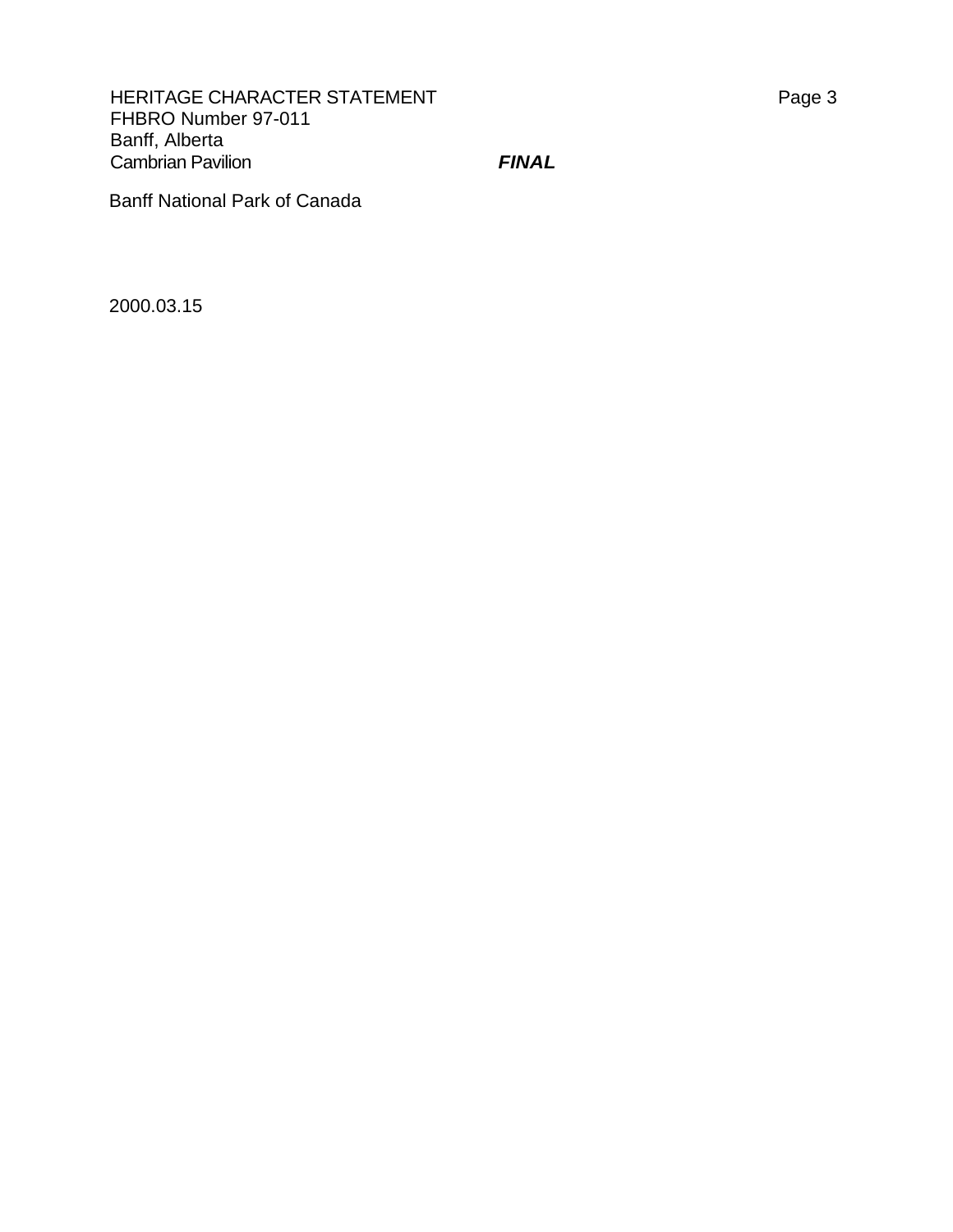Banff National Park of Canada

2000.03.15